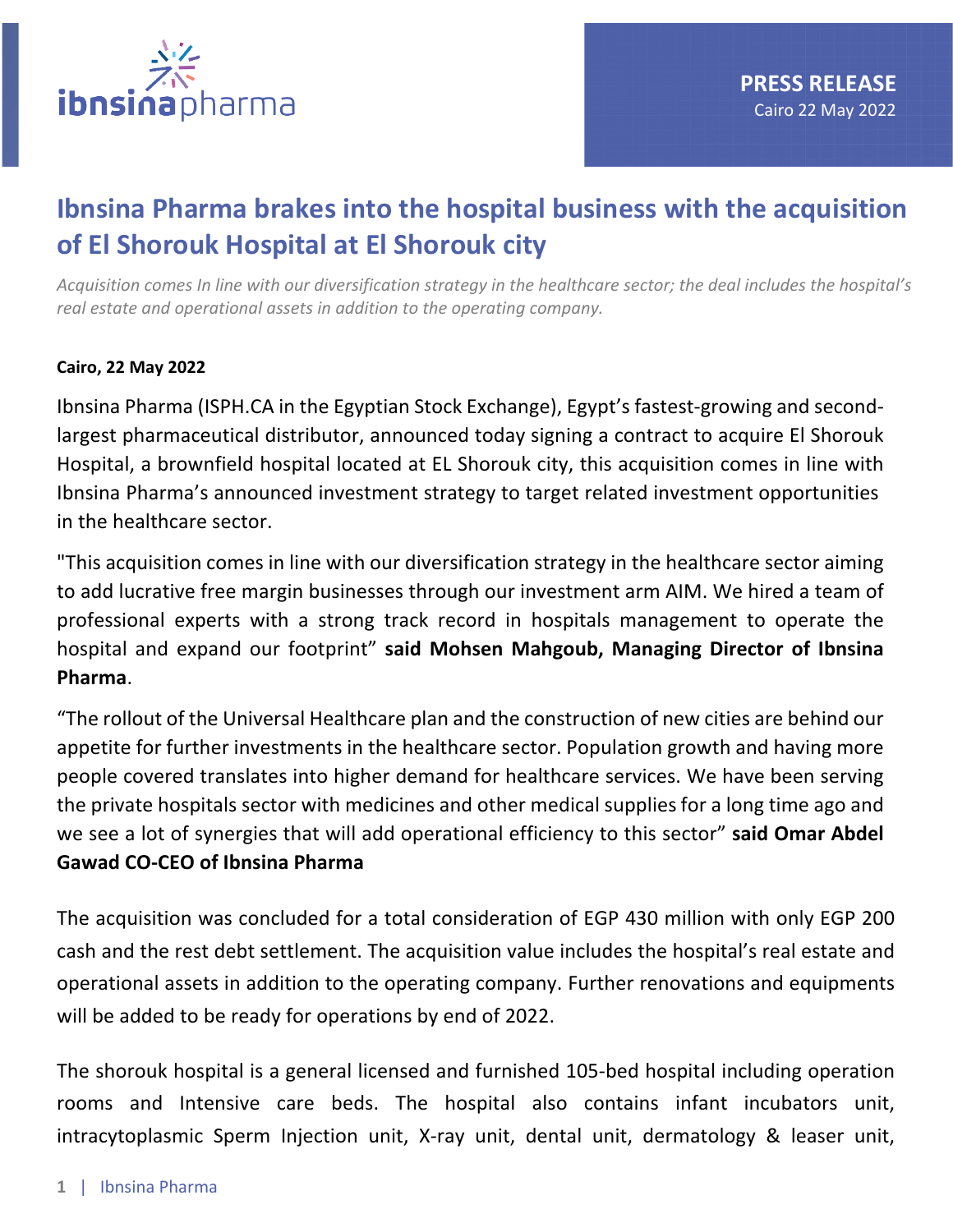**PRESS RELEASE**
Cairo 22 May 2022

# Ibnsina Pharma brakes into the hospital business with the acquisition of El Shorouk Hospital at El Shorouk city

*Acquisition comes In line with our diversification strategy in the healthcare sector; the deal includes the hospital's real estate and operational assets in addition to the operating company.*

**Cairo, 22 May 2022**

Ibnsina Pharma (ISPH.CA in the Egyptian Stock Exchange), Egypt's fastest-growing and second-largest pharmaceutical distributor, announced today signing a contract to acquire El Shorouk Hospital, a brownfield hospital located at EL Shorouk city, this acquisition comes in line with Ibnsina Pharma's announced investment strategy to target related investment opportunities in the healthcare sector.

"This acquisition comes in line with our diversification strategy in the healthcare sector aiming to add lucrative free margin businesses through our investment arm AIM. We hired a team of professional experts with a strong track record in hospitals management to operate the hospital and expand our footprint" **said Mohsen Mahgoub, Managing Director of Ibnsina Pharma**.

"The rollout of the Universal Healthcare plan and the construction of new cities are behind our appetite for further investments in the healthcare sector. Population growth and having more people covered translates into higher demand for healthcare services. We have been serving the private hospitals sector with medicines and other medical supplies for a long time ago and we see a lot of synergies that will add operational efficiency to this sector" **said Omar Abdel Gawad CO-CEO of Ibnsina Pharma**

The acquisition was concluded for a total consideration of EGP 430 million with only EGP 200 cash and the rest debt settlement. The acquisition value includes the hospital's real estate and operational assets in addition to the operating company. Further renovations and equipments will be added to be ready for operations by end of 2022.

The shorouk hospital is a general licensed and furnished 105-bed hospital including operation rooms and Intensive care beds. The hospital also contains infant incubators unit, intracytoplasmic Sperm Injection unit, X-ray unit, dental unit, dermatology & leaser unit,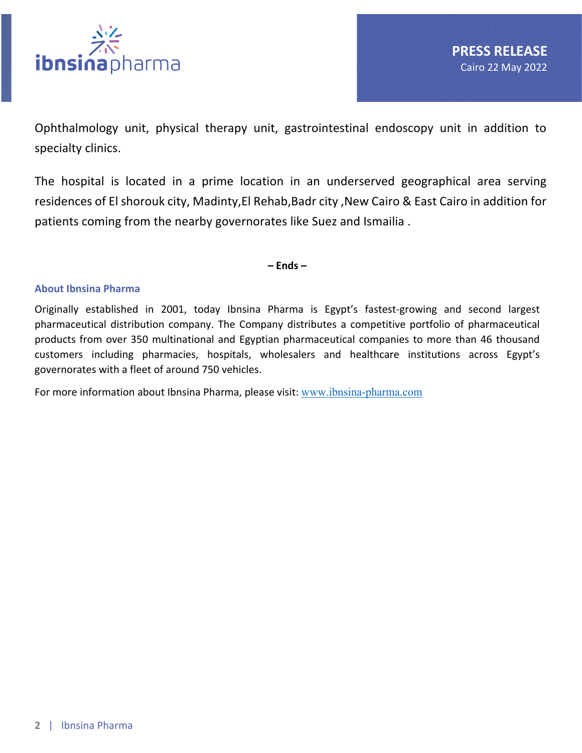Ophthalmology unit, physical therapy unit, gastrointestinal endoscopy unit in addition to specialty clinics.

The hospital is located in a prime location in an underserved geographical area serving residences of El shorouk city, Madinty,El Rehab,Badr city ,New Cairo & East Cairo in addition for patients coming from the nearby governorates like Suez and Ismailia .

**– Ends –**

### About Ibnsina Pharma

Originally established in 2001, today Ibnsina Pharma is Egypt's fastest-growing and second largest pharmaceutical distribution company. The Company distributes a competitive portfolio of pharmaceutical products from over 350 multinational and Egyptian pharmaceutical companies to more than 46 thousand customers including pharmacies, hospitals, wholesalers and healthcare institutions across Egypt's governorates with a fleet of around 750 vehicles.

For more information about Ibnsina Pharma, please visit: [www.ibnsina-pharma.com](http://www.ibnsina-pharma.com)